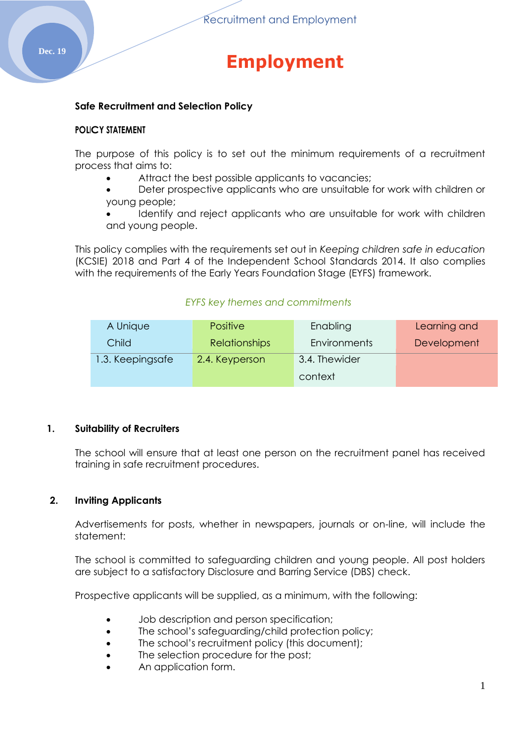# Employment

## Safe Recruitment and Selection Policy

### POLICY STATEMENT

The purpose of this policy is to set out the minimum requirements of a recruitment process that aims to:

- Attract the best possible applicants to vacancies;
- Deter prospective applicants who are unsuitable for work with children or young people;
- Identify and reject applicants who are unsuitable for work with children and young people.

This policy complies with the requirements set out in *Keeping children safe in education* (KCSIE) 2018 and Part 4 of the Independent School Standards 2014. It also complies with the requirements of the Early Years Foundation Stage (EYFS) framework.

*EYFS key themes and commitments*

| A Unique Child | Positive Relationships | Enabling Environments | Learning and Development |
|---|---|---|---|
| 1.3. Keepingsafe | 2.4. Keyperson | 3.4. Thewider context | |

### 1. Suitability of Recruiters

The school will ensure that at least one person on the recruitment panel has received training in safe recruitment procedures.

### 2. Inviting Applicants

Advertisements for posts, whether in newspapers, journals or on-line, will include the statement:

The school is committed to safeguarding children and young people. All post holders are subject to a satisfactory Disclosure and Barring Service (DBS) check.

Prospective applicants will be supplied, as a minimum, with the following:

- Job description and person specification;
- The school's safeguarding/child protection policy;
- The school's recruitment policy (this document);
- The selection procedure for the post;
- An application form.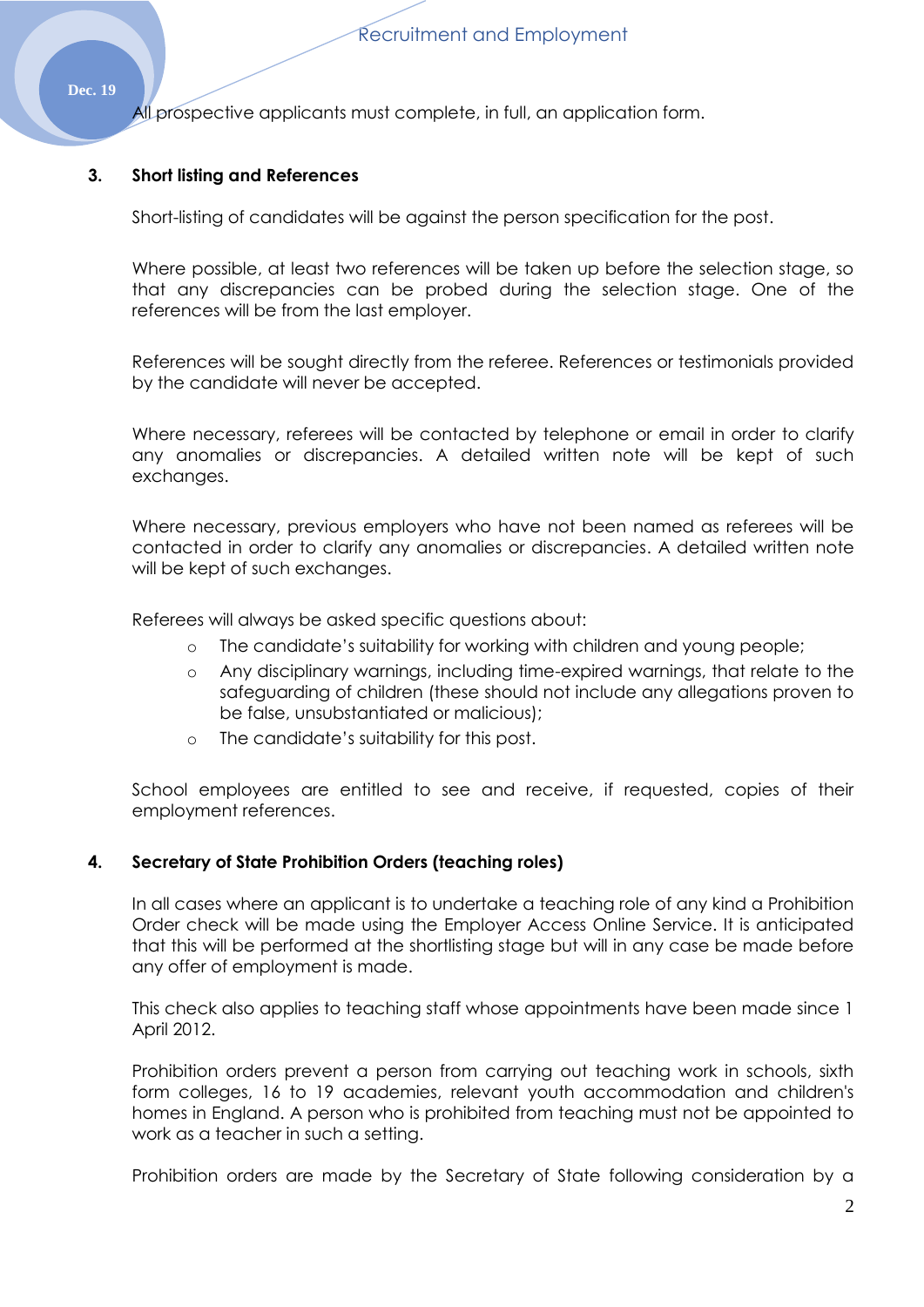All prospective applicants must complete, in full, an application form.

## 3. Short listing and References

Short-listing of candidates will be against the person specification for the post.

Where possible, at least two references will be taken up before the selection stage, so that any discrepancies can be probed during the selection stage. One of the references will be from the last employer.

References will be sought directly from the referee. References or testimonials provided by the candidate will never be accepted.

Where necessary, referees will be contacted by telephone or email in order to clarify any anomalies or discrepancies. A detailed written note will be kept of such exchanges.

Where necessary, previous employers who have not been named as referees will be contacted in order to clarify any anomalies or discrepancies. A detailed written note will be kept of such exchanges.

Referees will always be asked specific questions about:

- The candidate's suitability for working with children and young people;
- Any disciplinary warnings, including time-expired warnings, that relate to the safeguarding of children (these should not include any allegations proven to be false, unsubstantiated or malicious);
- The candidate's suitability for this post.

School employees are entitled to see and receive, if requested, copies of their employment references.

## 4. Secretary of State Prohibition Orders (teaching roles)

In all cases where an applicant is to undertake a teaching role of any kind a Prohibition Order check will be made using the Employer Access Online Service. It is anticipated that this will be performed at the shortlisting stage but will in any case be made before any offer of employment is made.

This check also applies to teaching staff whose appointments have been made since 1 April 2012.

Prohibition orders prevent a person from carrying out teaching work in schools, sixth form colleges, 16 to 19 academies, relevant youth accommodation and children's homes in England. A person who is prohibited from teaching must not be appointed to work as a teacher in such a setting.

Prohibition orders are made by the Secretary of State following consideration by a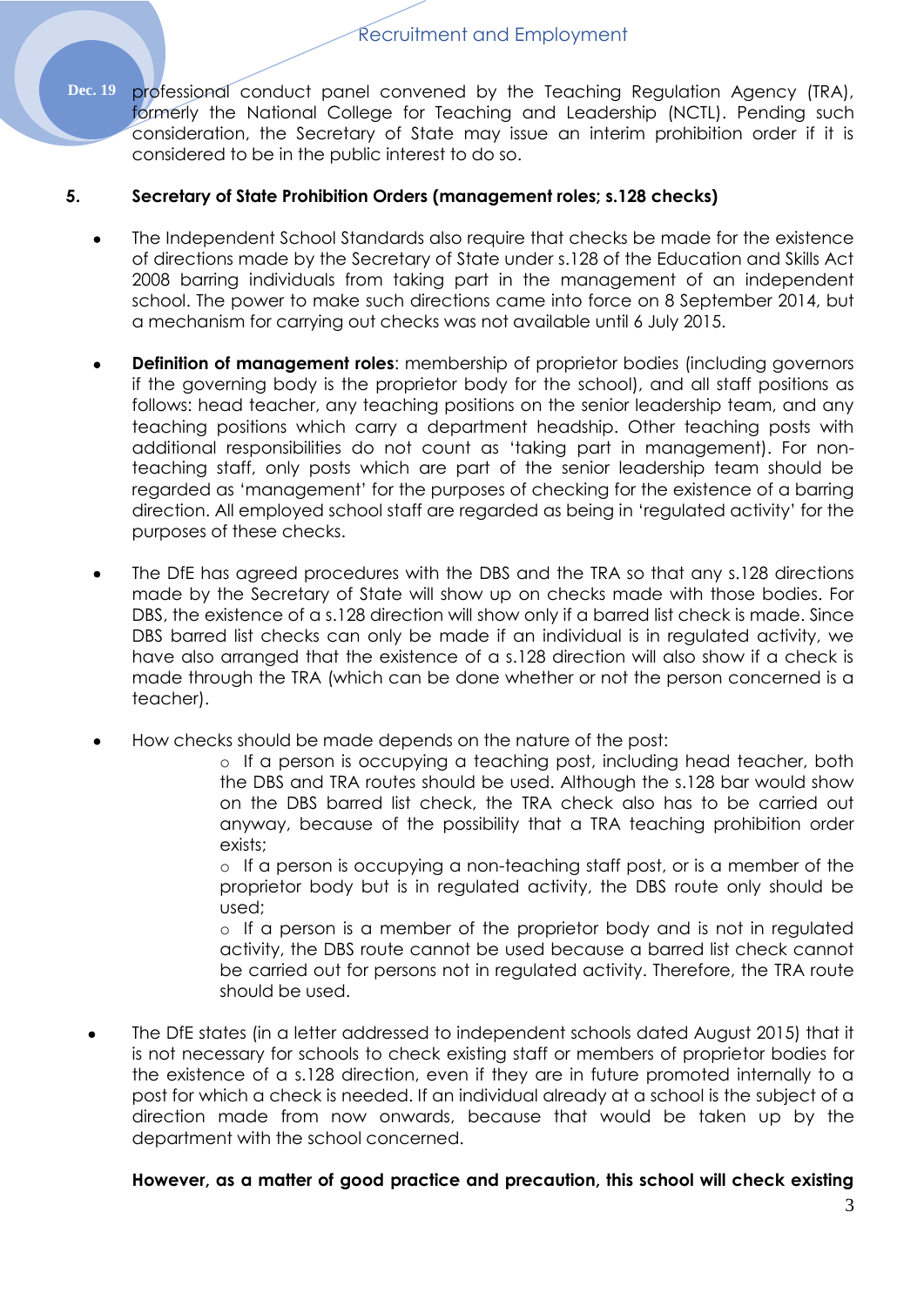professional conduct panel convened by the Teaching Regulation Agency (TRA), formerly the National College for Teaching and Leadership (NCTL). Pending such consideration, the Secretary of State may issue an interim prohibition order if it is considered to be in the public interest to do so.

**5. Secretary of State Prohibition Orders (management roles; s.128 checks)**

- The Independent School Standards also require that checks be made for the existence of directions made by the Secretary of State under s.128 of the Education and Skills Act 2008 barring individuals from taking part in the management of an independent school. The power to make such directions came into force on 8 September 2014, but a mechanism for carrying out checks was not available until 6 July 2015.

- **Definition of management roles**: membership of proprietor bodies (including governors if the governing body is the proprietor body for the school), and all staff positions as follows: head teacher, any teaching positions on the senior leadership team, and any teaching positions which carry a department headship. Other teaching posts with additional responsibilities do not count as 'taking part in management). For non-teaching staff, only posts which are part of the senior leadership team should be regarded as 'management' for the purposes of checking for the existence of a barring direction. All employed school staff are regarded as being in 'regulated activity' for the purposes of these checks.

- The DfE has agreed procedures with the DBS and the TRA so that any s.128 directions made by the Secretary of State will show up on checks made with those bodies. For DBS, the existence of a s.128 direction will show only if a barred list check is made. Since DBS barred list checks can only be made if an individual is in regulated activity, we have also arranged that the existence of a s.128 direction will also show if a check is made through the TRA (which can be done whether or not the person concerned is a teacher).

- How checks should be made depends on the nature of the post:
  - If a person is occupying a teaching post, including head teacher, both the DBS and TRA routes should be used. Although the s.128 bar would show on the DBS barred list check, the TRA check also has to be carried out anyway, because of the possibility that a TRA teaching prohibition order exists;
  - If a person is occupying a non-teaching staff post, or is a member of the proprietor body but is in regulated activity, the DBS route only should be used;
  - If a person is a member of the proprietor body and is not in regulated activity, the DBS route cannot be used because a barred list check cannot be carried out for persons not in regulated activity. Therefore, the TRA route should be used.

- The DfE states (in a letter addressed to independent schools dated August 2015) that it is not necessary for schools to check existing staff or members of proprietor bodies for the existence of a s.128 direction, even if they are in future promoted internally to a post for which a check is needed. If an individual already at a school is the subject of a direction made from now onwards, because that would be taken up by the department with the school concerned.

**However, as a matter of good practice and precaution, this school will check existing**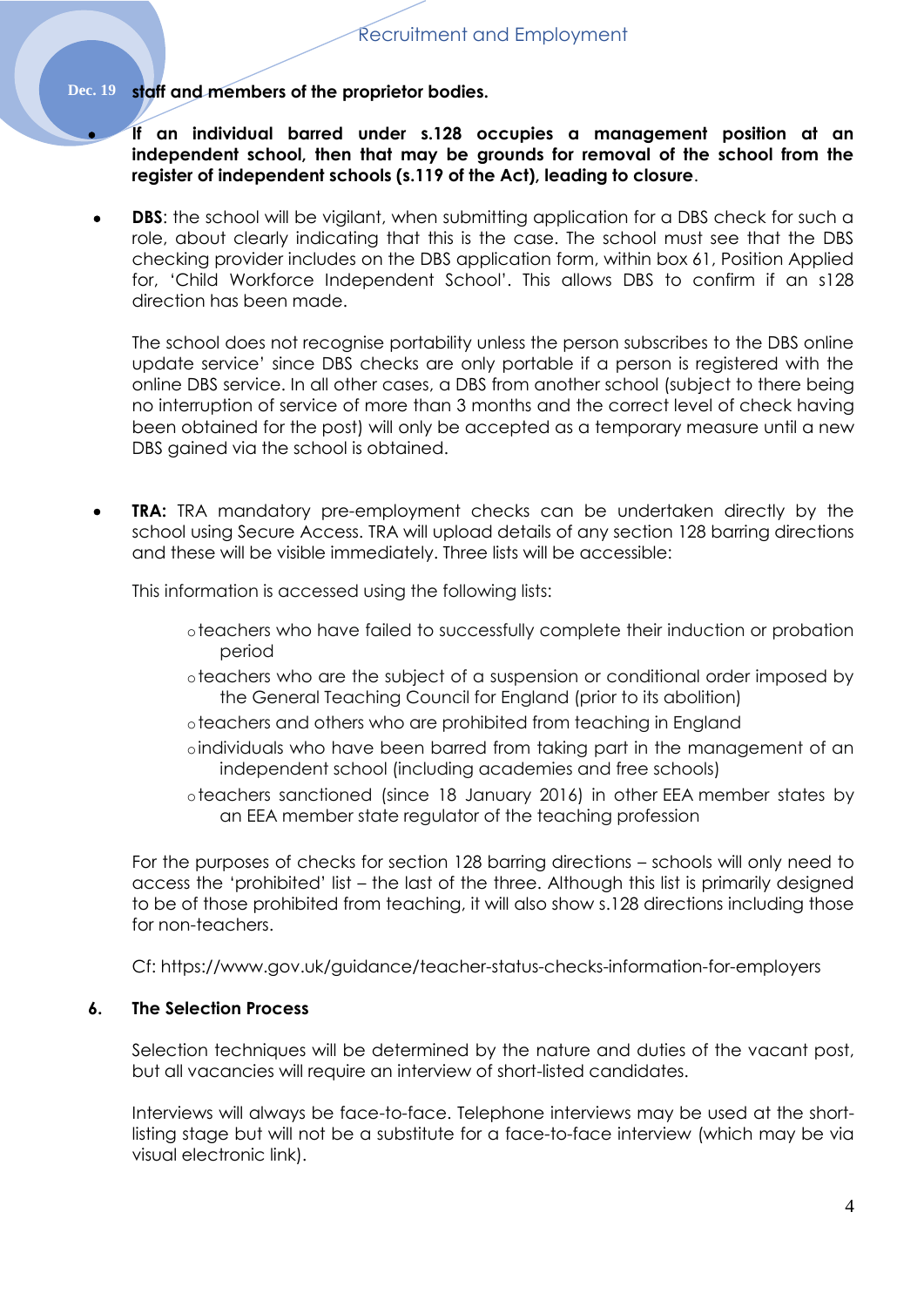**staff and members of the proprietor bodies.**

- **If an individual barred under s.128 occupies a management position at an independent school, then that may be grounds for removal of the school from the register of independent schools (s.119 of the Act), leading to closure**.

- **DBS**: the school will be vigilant, when submitting application for a DBS check for such a role, about clearly indicating that this is the case. The school must see that the DBS checking provider includes on the DBS application form, within box 61, Position Applied for, 'Child Workforce Independent School'. This allows DBS to confirm if an s128 direction has been made.

  The school does not recognise portability unless the person subscribes to the DBS online update service' since DBS checks are only portable if a person is registered with the online DBS service. In all other cases, a DBS from another school (subject to there being no interruption of service of more than 3 months and the correct level of check having been obtained for the post) will only be accepted as a temporary measure until a new DBS gained via the school is obtained.

- **TRA:** TRA mandatory pre-employment checks can be undertaken directly by the school using Secure Access. TRA will upload details of any section 128 barring directions and these will be visible immediately. Three lists will be accessible:

  This information is accessed using the following lists:

  - teachers who have failed to successfully complete their induction or probation period
  - teachers who are the subject of a suspension or conditional order imposed by the General Teaching Council for England (prior to its abolition)
  - teachers and others who are prohibited from teaching in England
  - individuals who have been barred from taking part in the management of an independent school (including academies and free schools)
  - teachers sanctioned (since 18 January 2016) in other EEA member states by an EEA member state regulator of the teaching profession

  For the purposes of checks for section 128 barring directions – schools will only need to access the 'prohibited' list – the last of the three. Although this list is primarily designed to be of those prohibited from teaching, it will also show s.128 directions including those for non-teachers.

  Cf: https://www.gov.uk/guidance/teacher-status-checks-information-for-employers

## 6. The Selection Process

Selection techniques will be determined by the nature and duties of the vacant post, but all vacancies will require an interview of short-listed candidates.

Interviews will always be face-to-face. Telephone interviews may be used at the short-listing stage but will not be a substitute for a face-to-face interview (which may be via visual electronic link).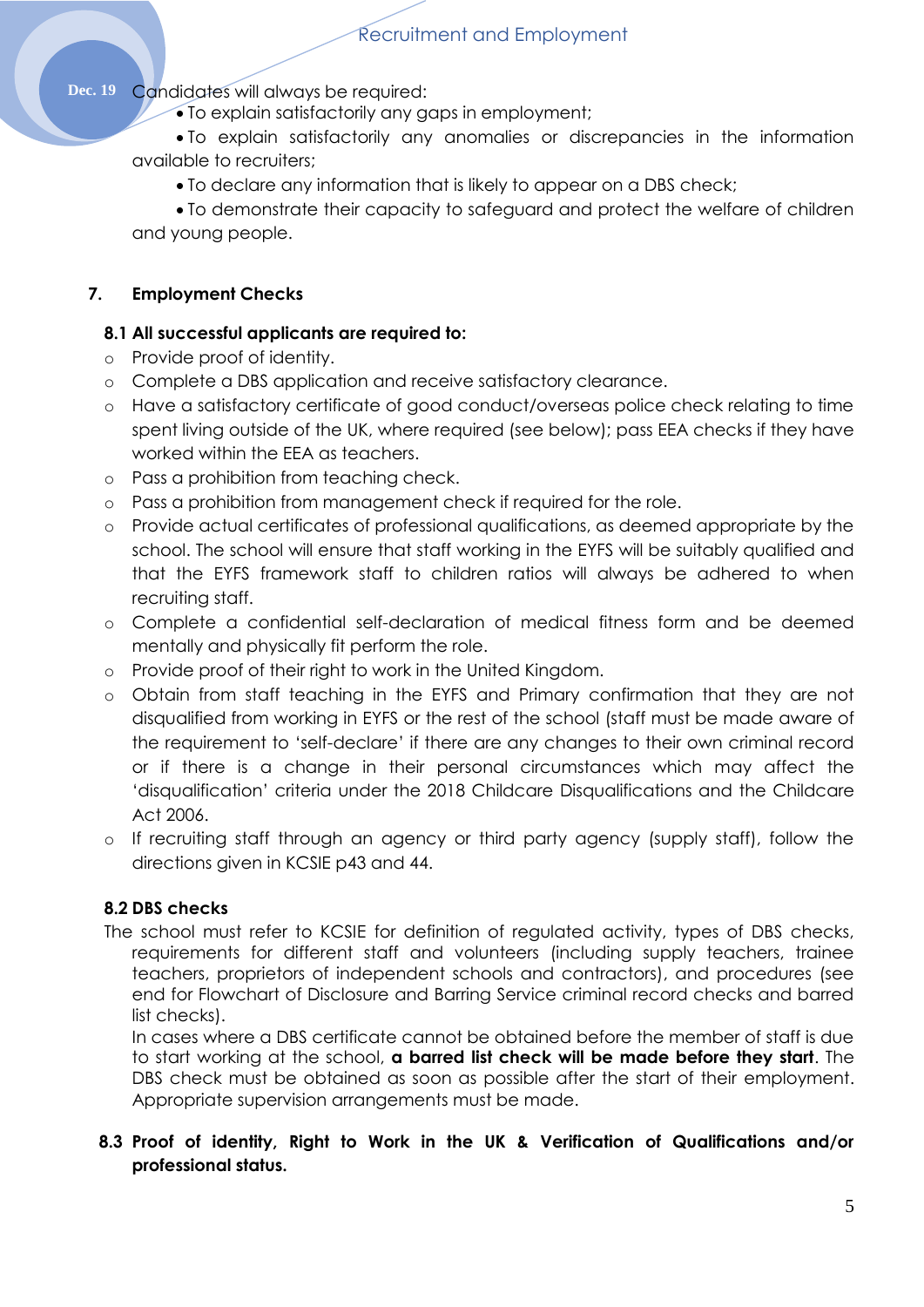Candidates will always be required:

- To explain satisfactorily any gaps in employment;
- To explain satisfactorily any anomalies or discrepancies in the information available to recruiters;
- To declare any information that is likely to appear on a DBS check;
- To demonstrate their capacity to safeguard and protect the welfare of children and young people.

## 7. Employment Checks

### 8.1 All successful applicants are required to:

- Provide proof of identity.
- Complete a DBS application and receive satisfactory clearance.
- Have a satisfactory certificate of good conduct/overseas police check relating to time spent living outside of the UK, where required (see below); pass EEA checks if they have worked within the EEA as teachers.
- Pass a prohibition from teaching check.
- Pass a prohibition from management check if required for the role.
- Provide actual certificates of professional qualifications, as deemed appropriate by the school. The school will ensure that staff working in the EYFS will be suitably qualified and that the EYFS framework staff to children ratios will always be adhered to when recruiting staff.
- Complete a confidential self-declaration of medical fitness form and be deemed mentally and physically fit perform the role.
- Provide proof of their right to work in the United Kingdom.
- Obtain from staff teaching in the EYFS and Primary confirmation that they are not disqualified from working in EYFS or the rest of the school (staff must be made aware of the requirement to 'self-declare' if there are any changes to their own criminal record or if there is a change in their personal circumstances which may affect the 'disqualification' criteria under the 2018 Childcare Disqualifications and the Childcare Act 2006.
- If recruiting staff through an agency or third party agency (supply staff), follow the directions given in KCSIE p43 and 44.

### 8.2 DBS checks

The school must refer to KCSIE for definition of regulated activity, types of DBS checks, requirements for different staff and volunteers (including supply teachers, trainee teachers, proprietors of independent schools and contractors), and procedures (see end for Flowchart of Disclosure and Barring Service criminal record checks and barred list checks).

In cases where a DBS certificate cannot be obtained before the member of staff is due to start working at the school, **a barred list check will be made before they start**. The DBS check must be obtained as soon as possible after the start of their employment. Appropriate supervision arrangements must be made.

### 8.3 Proof of identity, Right to Work in the UK & Verification of Qualifications and/or professional status.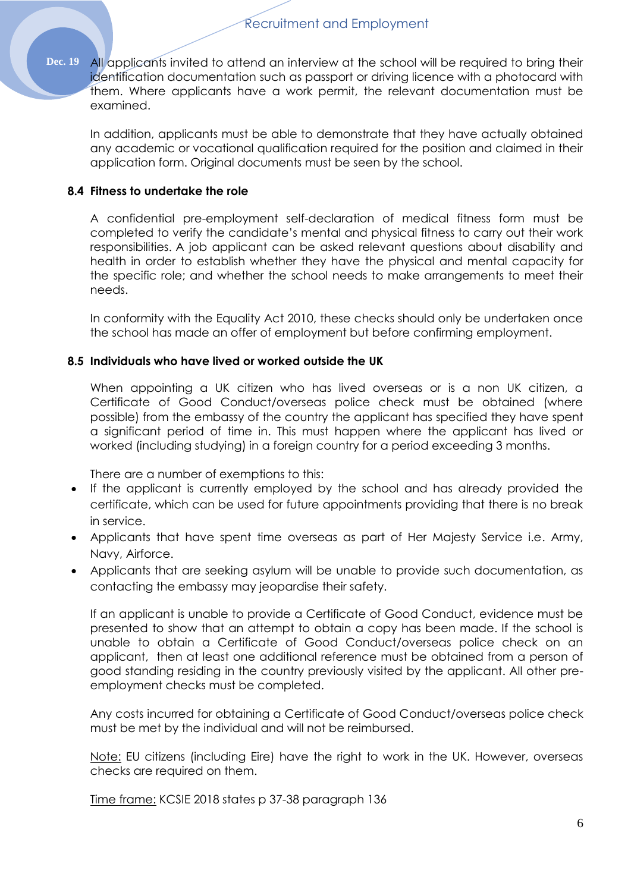All applicants invited to attend an interview at the school will be required to bring their identification documentation such as passport or driving licence with a photocard with them. Where applicants have a work permit, the relevant documentation must be examined.

In addition, applicants must be able to demonstrate that they have actually obtained any academic or vocational qualification required for the position and claimed in their application form. Original documents must be seen by the school.

### 8.4 Fitness to undertake the role

A confidential pre-employment self-declaration of medical fitness form must be completed to verify the candidate's mental and physical fitness to carry out their work responsibilities. A job applicant can be asked relevant questions about disability and health in order to establish whether they have the physical and mental capacity for the specific role; and whether the school needs to make arrangements to meet their needs.

In conformity with the Equality Act 2010, these checks should only be undertaken once the school has made an offer of employment but before confirming employment.

### 8.5 Individuals who have lived or worked outside the UK

When appointing a UK citizen who has lived overseas or is a non UK citizen, a Certificate of Good Conduct/overseas police check must be obtained (where possible) from the embassy of the country the applicant has specified they have spent a significant period of time in. This must happen where the applicant has lived or worked (including studying) in a foreign country for a period exceeding 3 months.

There are a number of exemptions to this:

- If the applicant is currently employed by the school and has already provided the certificate, which can be used for future appointments providing that there is no break in service.
- Applicants that have spent time overseas as part of Her Majesty Service i.e. Army, Navy, Airforce.
- Applicants that are seeking asylum will be unable to provide such documentation, as contacting the embassy may jeopardise their safety.

If an applicant is unable to provide a Certificate of Good Conduct, evidence must be presented to show that an attempt to obtain a copy has been made. If the school is unable to obtain a Certificate of Good Conduct/overseas police check on an applicant, then at least one additional reference must be obtained from a person of good standing residing in the country previously visited by the applicant. All other pre-employment checks must be completed.

Any costs incurred for obtaining a Certificate of Good Conduct/overseas police check must be met by the individual and will not be reimbursed.

Note: EU citizens (including Eire) have the right to work in the UK. However, overseas checks are required on them.

Time frame: KCSIE 2018 states p 37-38 paragraph 136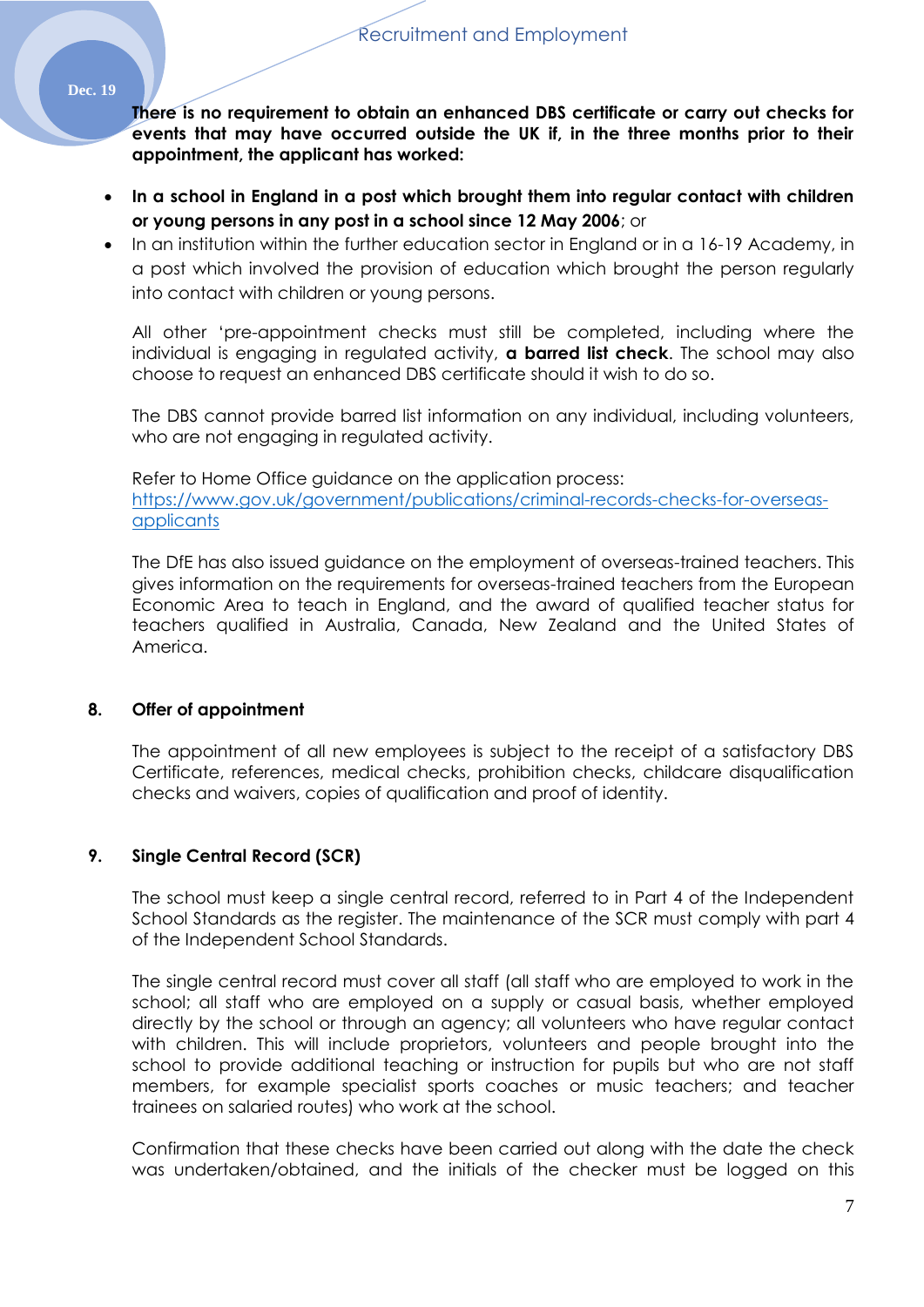**There is no requirement to obtain an enhanced DBS certificate or carry out checks for events that may have occurred outside the UK if, in the three months prior to their appointment, the applicant has worked:**

- **In a school in England in a post which brought them into regular contact with children or young persons in any post in a school since 12 May 2006**; or
- In an institution within the further education sector in England or in a 16-19 Academy, in a post which involved the provision of education which brought the person regularly into contact with children or young persons.

All other 'pre-appointment checks must still be completed, including where the individual is engaging in regulated activity, **a barred list check**. The school may also choose to request an enhanced DBS certificate should it wish to do so.

The DBS cannot provide barred list information on any individual, including volunteers, who are not engaging in regulated activity.

Refer to Home Office guidance on the application process:
[https://www.gov.uk/government/publications/criminal-records-checks-for-overseas-applicants](https://www.gov.uk/government/publications/criminal-records-checks-for-overseas-applicants)

The DfE has also issued guidance on the employment of overseas-trained teachers. This gives information on the requirements for overseas-trained teachers from the European Economic Area to teach in England, and the award of qualified teacher status for teachers qualified in Australia, Canada, New Zealand and the United States of America.

## 8. Offer of appointment

The appointment of all new employees is subject to the receipt of a satisfactory DBS Certificate, references, medical checks, prohibition checks, childcare disqualification checks and waivers, copies of qualification and proof of identity.

## 9. Single Central Record (SCR)

The school must keep a single central record, referred to in Part 4 of the Independent School Standards as the register. The maintenance of the SCR must comply with part 4 of the Independent School Standards.

The single central record must cover all staff (all staff who are employed to work in the school; all staff who are employed on a supply or casual basis, whether employed directly by the school or through an agency; all volunteers who have regular contact with children. This will include proprietors, volunteers and people brought into the school to provide additional teaching or instruction for pupils but who are not staff members, for example specialist sports coaches or music teachers; and teacher trainees on salaried routes) who work at the school.

Confirmation that these checks have been carried out along with the date the check was undertaken/obtained, and the initials of the checker must be logged on this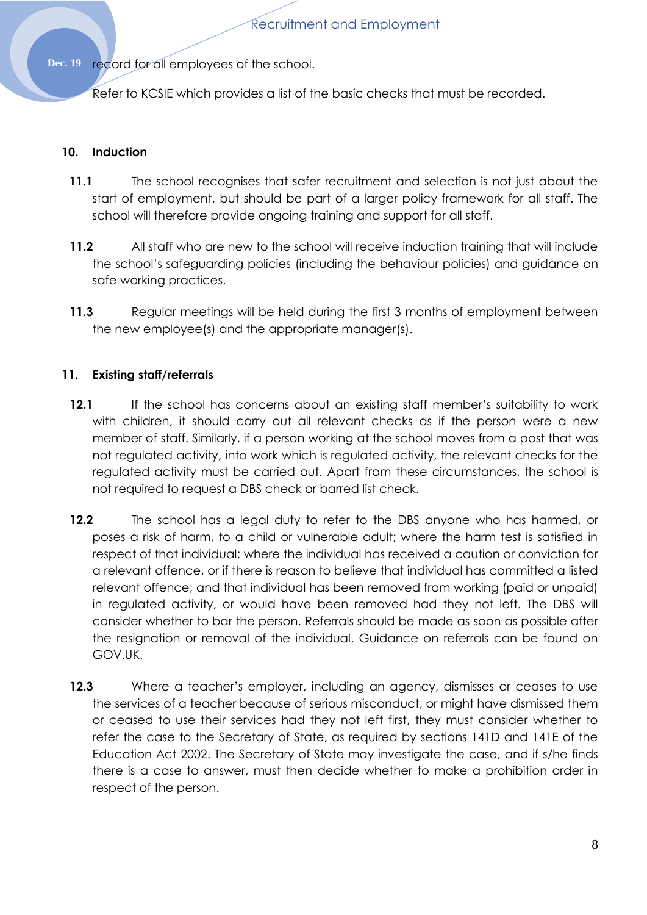record for all employees of the school.

Refer to KCSIE which provides a list of the basic checks that must be recorded.

## 10. Induction

**11.1** The school recognises that safer recruitment and selection is not just about the start of employment, but should be part of a larger policy framework for all staff. The school will therefore provide ongoing training and support for all staff.

**11.2** All staff who are new to the school will receive induction training that will include the school's safeguarding policies (including the behaviour policies) and guidance on safe working practices.

**11.3** Regular meetings will be held during the first 3 months of employment between the new employee(s) and the appropriate manager(s).

## 11. Existing staff/referrals

**12.1** If the school has concerns about an existing staff member's suitability to work with children, it should carry out all relevant checks as if the person were a new member of staff. Similarly, if a person working at the school moves from a post that was not regulated activity, into work which is regulated activity, the relevant checks for the regulated activity must be carried out. Apart from these circumstances, the school is not required to request a DBS check or barred list check.

**12.2** The school has a legal duty to refer to the DBS anyone who has harmed, or poses a risk of harm, to a child or vulnerable adult; where the harm test is satisfied in respect of that individual; where the individual has received a caution or conviction for a relevant offence, or if there is reason to believe that individual has committed a listed relevant offence; and that individual has been removed from working (paid or unpaid) in regulated activity, or would have been removed had they not left. The DBS will consider whether to bar the person. Referrals should be made as soon as possible after the resignation or removal of the individual. Guidance on referrals can be found on GOV.UK.

**12.3** Where a teacher's employer, including an agency, dismisses or ceases to use the services of a teacher because of serious misconduct, or might have dismissed them or ceased to use their services had they not left first, they must consider whether to refer the case to the Secretary of State, as required by sections 141D and 141E of the Education Act 2002. The Secretary of State may investigate the case, and if s/he finds there is a case to answer, must then decide whether to make a prohibition order in respect of the person.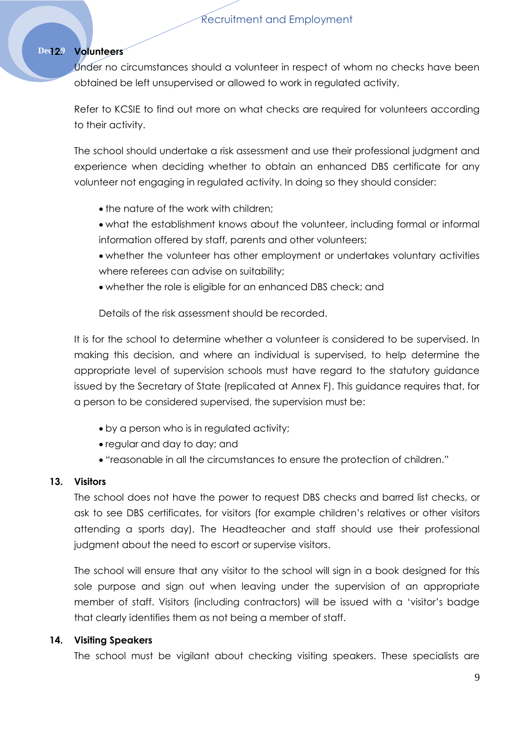## 12. Volunteers

Under no circumstances should a volunteer in respect of whom no checks have been obtained be left unsupervised or allowed to work in regulated activity.

Refer to KCSIE to find out more on what checks are required for volunteers according to their activity.

The school should undertake a risk assessment and use their professional judgment and experience when deciding whether to obtain an enhanced DBS certificate for any volunteer not engaging in regulated activity. In doing so they should consider:

- the nature of the work with children;
- what the establishment knows about the volunteer, including formal or informal information offered by staff, parents and other volunteers;
- whether the volunteer has other employment or undertakes voluntary activities where referees can advise on suitability;
- whether the role is eligible for an enhanced DBS check; and

Details of the risk assessment should be recorded.

It is for the school to determine whether a volunteer is considered to be supervised. In making this decision, and where an individual is supervised, to help determine the appropriate level of supervision schools must have regard to the statutory guidance issued by the Secretary of State (replicated at Annex F). This guidance requires that, for a person to be considered supervised, the supervision must be:

- by a person who is in regulated activity;
- regular and day to day; and
- "reasonable in all the circumstances to ensure the protection of children."

## 13. Visitors

The school does not have the power to request DBS checks and barred list checks, or ask to see DBS certificates, for visitors (for example children's relatives or other visitors attending a sports day). The Headteacher and staff should use their professional judgment about the need to escort or supervise visitors.

The school will ensure that any visitor to the school will sign in a book designed for this sole purpose and sign out when leaving under the supervision of an appropriate member of staff. Visitors (including contractors) will be issued with a 'visitor's badge that clearly identifies them as not being a member of staff.

## 14. Visiting Speakers

The school must be vigilant about checking visiting speakers. These specialists are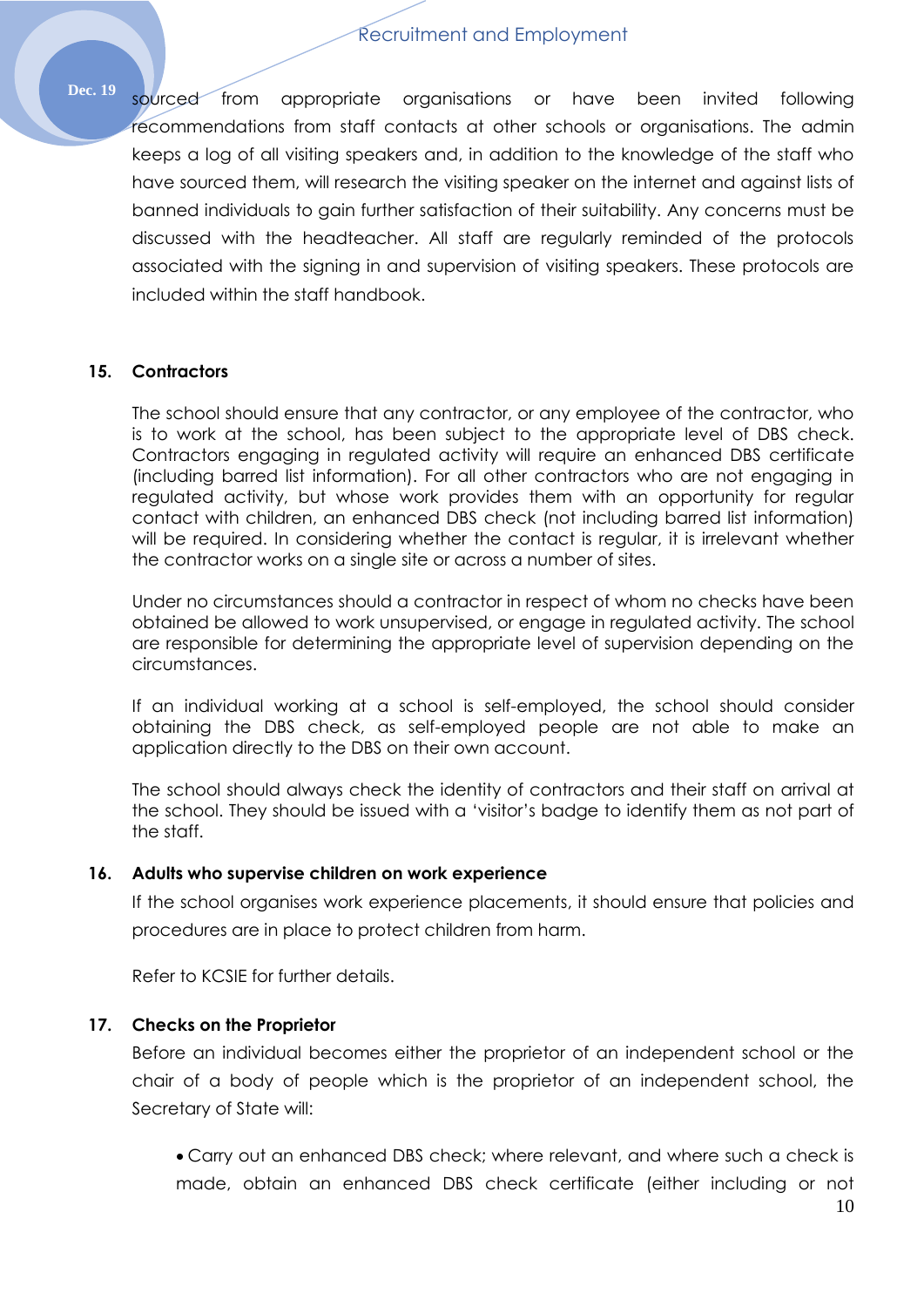sourced from appropriate organisations or have been invited following recommendations from staff contacts at other schools or organisations. The admin keeps a log of all visiting speakers and, in addition to the knowledge of the staff who have sourced them, will research the visiting speaker on the internet and against lists of banned individuals to gain further satisfaction of their suitability. Any concerns must be discussed with the headteacher. All staff are regularly reminded of the protocols associated with the signing in and supervision of visiting speakers. These protocols are included within the staff handbook.

## 15. Contractors

The school should ensure that any contractor, or any employee of the contractor, who is to work at the school, has been subject to the appropriate level of DBS check. Contractors engaging in regulated activity will require an enhanced DBS certificate (including barred list information). For all other contractors who are not engaging in regulated activity, but whose work provides them with an opportunity for regular contact with children, an enhanced DBS check (not including barred list information) will be required. In considering whether the contact is regular, it is irrelevant whether the contractor works on a single site or across a number of sites.

Under no circumstances should a contractor in respect of whom no checks have been obtained be allowed to work unsupervised, or engage in regulated activity. The school are responsible for determining the appropriate level of supervision depending on the circumstances.

If an individual working at a school is self-employed, the school should consider obtaining the DBS check, as self-employed people are not able to make an application directly to the DBS on their own account.

The school should always check the identity of contractors and their staff on arrival at the school. They should be issued with a 'visitor's badge to identify them as not part of the staff.

## 16. Adults who supervise children on work experience

If the school organises work experience placements, it should ensure that policies and procedures are in place to protect children from harm.

Refer to KCSIE for further details.

## 17. Checks on the Proprietor

Before an individual becomes either the proprietor of an independent school or the chair of a body of people which is the proprietor of an independent school, the Secretary of State will:

- Carry out an enhanced DBS check; where relevant, and where such a check is made, obtain an enhanced DBS check certificate (either including or not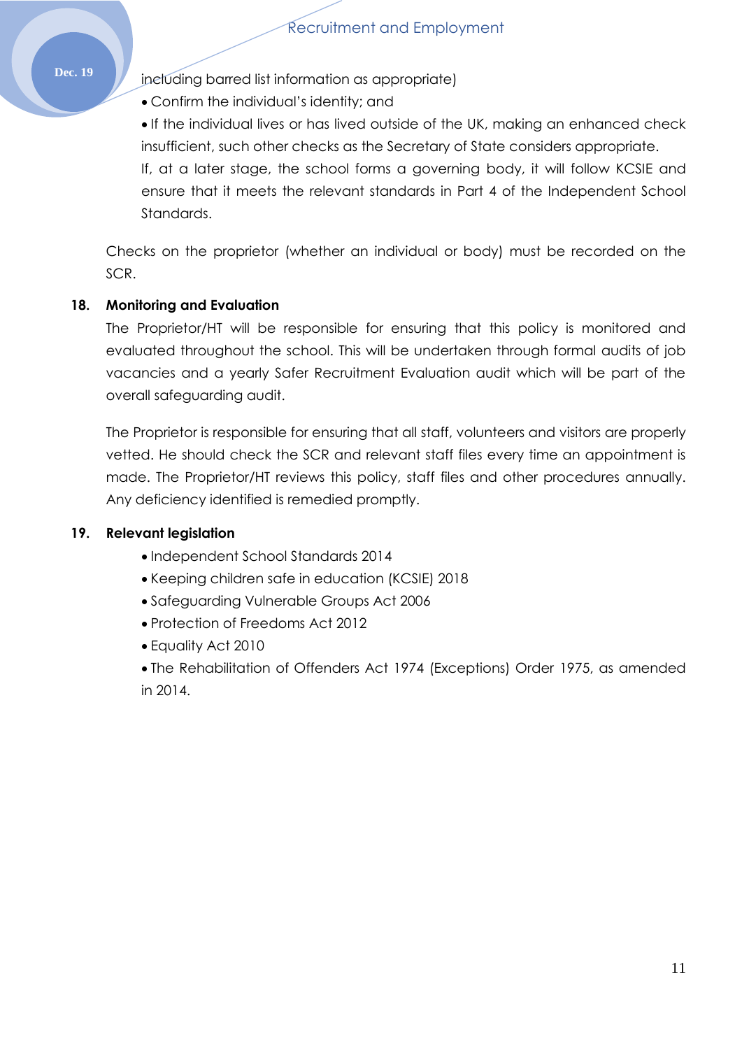including barred list information as appropriate)

- Confirm the individual's identity; and
- If the individual lives or has lived outside of the UK, making an enhanced check insufficient, such other checks as the Secretary of State considers appropriate.

If, at a later stage, the school forms a governing body, it will follow KCSIE and ensure that it meets the relevant standards in Part 4 of the Independent School Standards.

Checks on the proprietor (whether an individual or body) must be recorded on the SCR.

## 18. Monitoring and Evaluation

The Proprietor/HT will be responsible for ensuring that this policy is monitored and evaluated throughout the school. This will be undertaken through formal audits of job vacancies and a yearly Safer Recruitment Evaluation audit which will be part of the overall safeguarding audit.

The Proprietor is responsible for ensuring that all staff, volunteers and visitors are properly vetted. He should check the SCR and relevant staff files every time an appointment is made. The Proprietor/HT reviews this policy, staff files and other procedures annually. Any deficiency identified is remedied promptly.

## 19. Relevant legislation

- Independent School Standards 2014
- Keeping children safe in education (KCSIE) 2018
- Safeguarding Vulnerable Groups Act 2006
- Protection of Freedoms Act 2012
- Equality Act 2010
- The Rehabilitation of Offenders Act 1974 (Exceptions) Order 1975, as amended in 2014.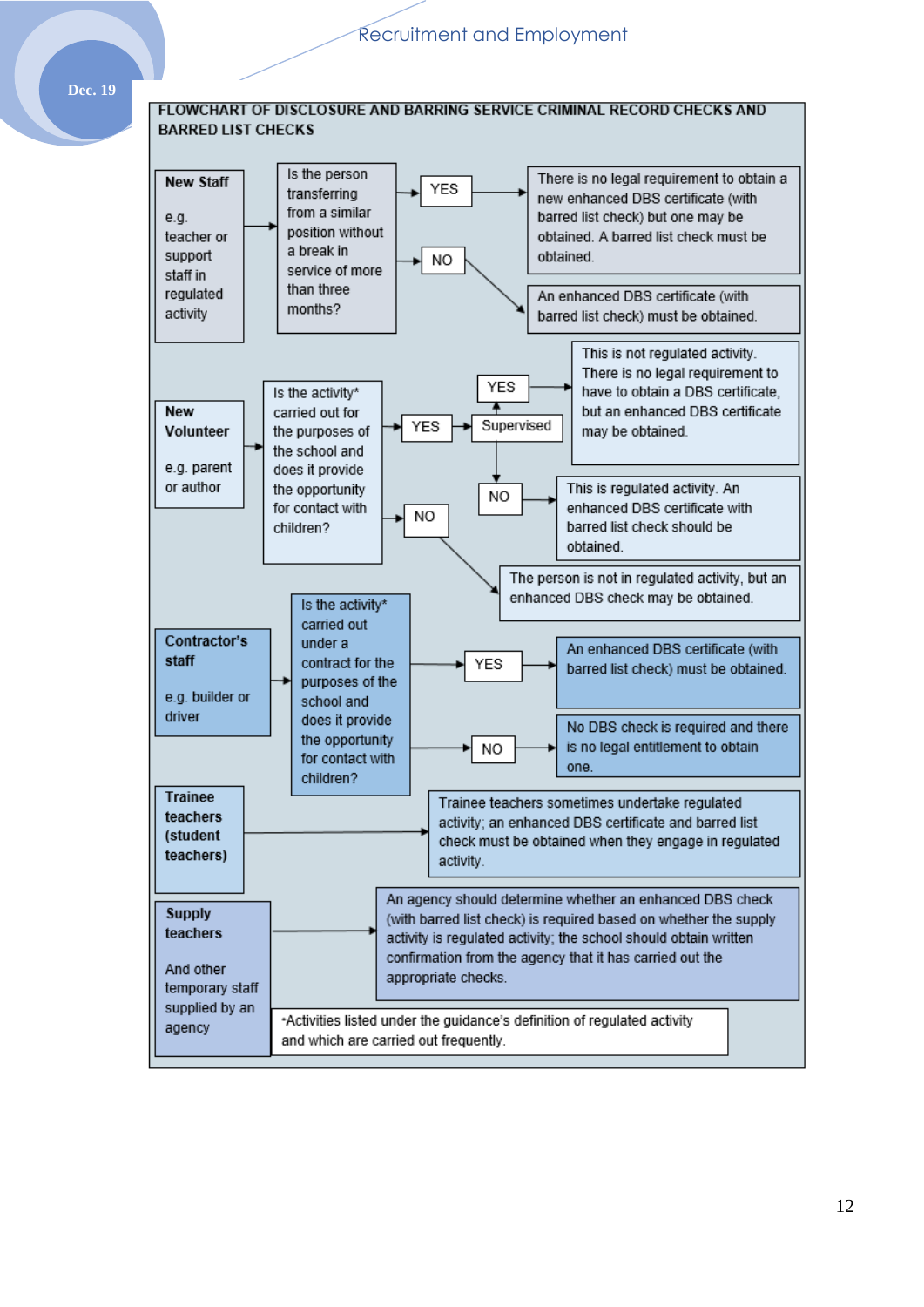## FLOWCHART OF DISCLOSURE AND BARRING SERVICE CRIMINAL RECORD CHECKS AND BARRED LIST CHECKS

**New Staff**

e.g. teacher or support staff in regulated activity

→ Is the person transferring from a similar position without a break in service of more than three months?

- YES → There is no legal requirement to obtain a new enhanced DBS certificate (with barred list check) but one may be obtained. A barred list check must be obtained.
- NO → An enhanced DBS certificate (with barred list check) must be obtained.

**New Volunteer**

e.g. parent or author

→ Is the activity* carried out for the purposes of the school and does it provide the opportunity for contact with children?

- YES → Supervised
  - YES → This is not regulated activity. There is no legal requirement to have to obtain a DBS certificate, but an enhanced DBS certificate may be obtained.
  - NO → This is regulated activity. An enhanced DBS certificate with barred list check should be obtained.
- NO → The person is not in regulated activity, but an enhanced DBS check may be obtained.

**Contractor's staff**

e.g. builder or driver

→ Is the activity* carried out under a contract for the purposes of the school and does it provide the opportunity for contact with children?

- YES → An enhanced DBS certificate (with barred list check) must be obtained.
- NO → No DBS check is required and there is no legal entitlement to obtain one.

**Trainee teachers (student teachers)**

→ Trainee teachers sometimes undertake regulated activity; an enhanced DBS certificate and barred list check must be obtained when they engage in regulated activity.

**Supply teachers**

And other temporary staff supplied by an agency

→ An agency should determine whether an enhanced DBS check (with barred list check) is required based on whether the supply activity is regulated activity; the school should obtain written confirmation from the agency that it has carried out the appropriate checks.

*Activities listed under the guidance's definition of regulated activity and which are carried out frequently.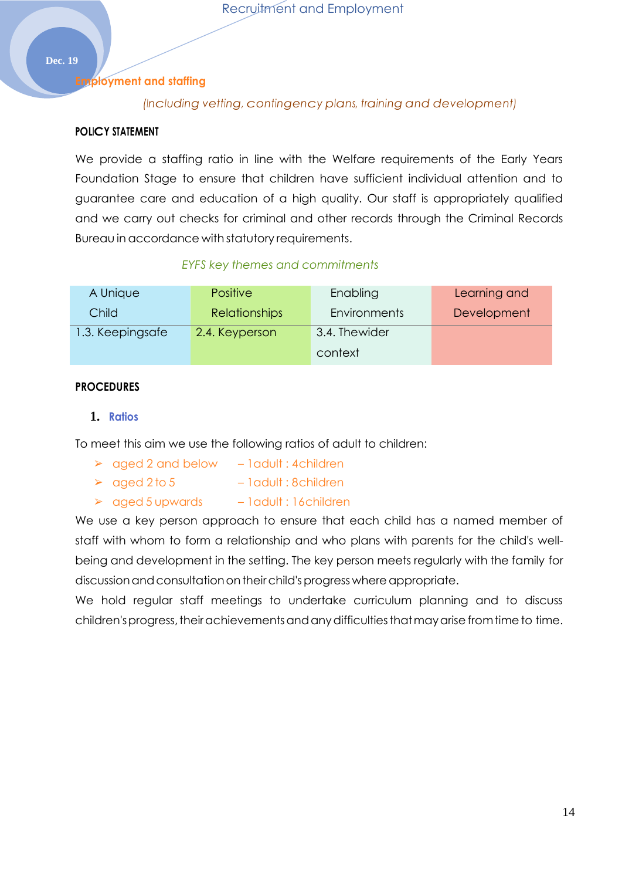## Employment and staffing

*(Including vetting, contingency plans, training and development)*

**POLICY STATEMENT**

We provide a staffing ratio in line with the Welfare requirements of the Early Years Foundation Stage to ensure that children have sufficient individual attention and to guarantee care and education of a high quality. Our staff is appropriately qualified and we carry out checks for criminal and other records through the Criminal Records Bureau in accordance with statutory requirements.

*EYFS key themes and commitments*

| A Unique Child | Positive Relationships | Enabling Environments | Learning and Development |
|---|---|---|---|
| 1.3. Keepingsafe | 2.4. Keyperson | 3.4. Thewider context | |

**PROCEDURES**

1. **Ratios**

To meet this aim we use the following ratios of adult to children:

- aged 2 and below – 1adult : 4children
- aged 2 to 5 – 1adult : 8children
- aged 5 upwards – 1adult : 16children

We use a key person approach to ensure that each child has a named member of staff with whom to form a relationship and who plans with parents for the child's well-being and development in the setting. The key person meets regularly with the family for discussion and consultation on their child's progress where appropriate.

We hold regular staff meetings to undertake curriculum planning and to discuss children's progress, their achievements and any difficulties that may arise from time to time.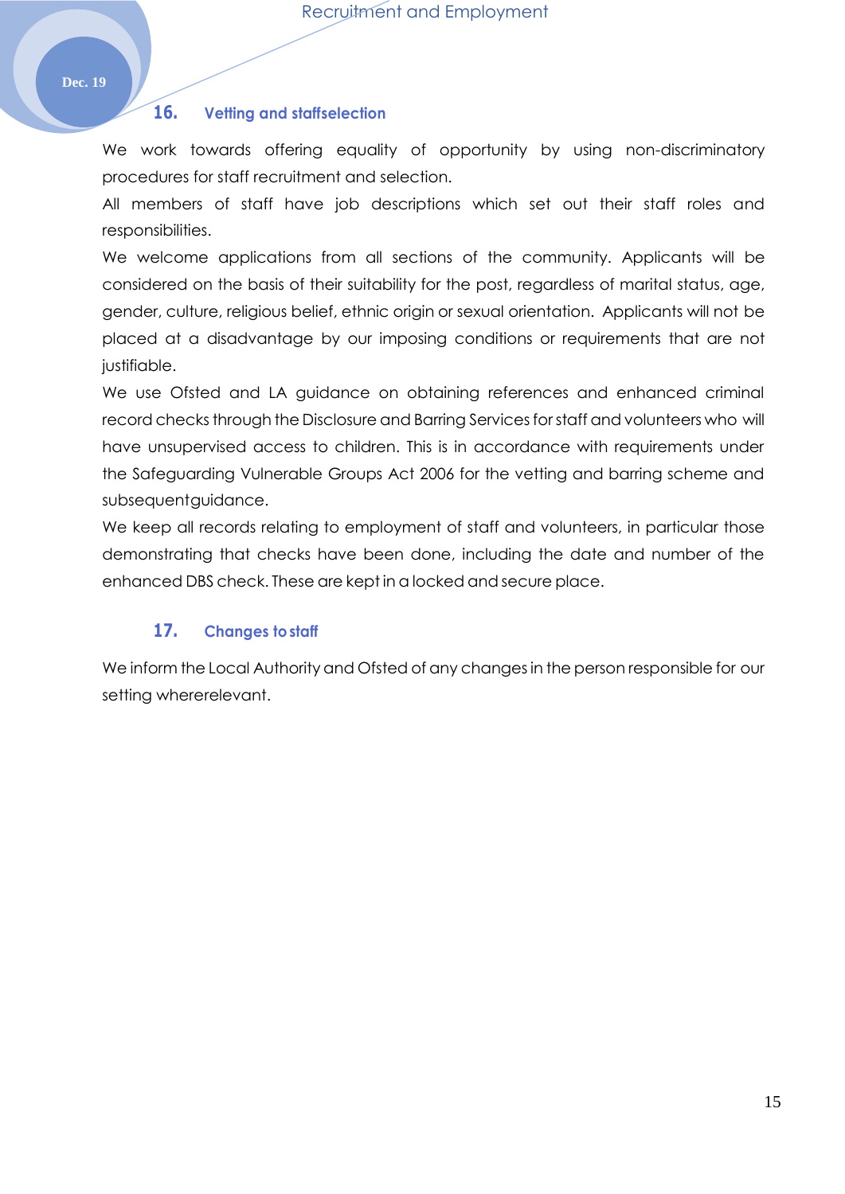## 16. Vetting and staffselection

We work towards offering equality of opportunity by using non-discriminatory procedures for staff recruitment and selection.

All members of staff have job descriptions which set out their staff roles and responsibilities.

We welcome applications from all sections of the community. Applicants will be considered on the basis of their suitability for the post, regardless of marital status, age, gender, culture, religious belief, ethnic origin or sexual orientation. Applicants will not be placed at a disadvantage by our imposing conditions or requirements that are not justifiable.

We use Ofsted and LA guidance on obtaining references and enhanced criminal record checks through the Disclosure and Barring Services for staff and volunteers who will have unsupervised access to children. This is in accordance with requirements under the Safeguarding Vulnerable Groups Act 2006 for the vetting and barring scheme and subsequentguidance.

We keep all records relating to employment of staff and volunteers, in particular those demonstrating that checks have been done, including the date and number of the enhanced DBS check. These are kept in a locked and secure place.

## 17. Changes to staff

We inform the Local Authority and Ofsted of any changes in the person responsible for our setting whererelevant.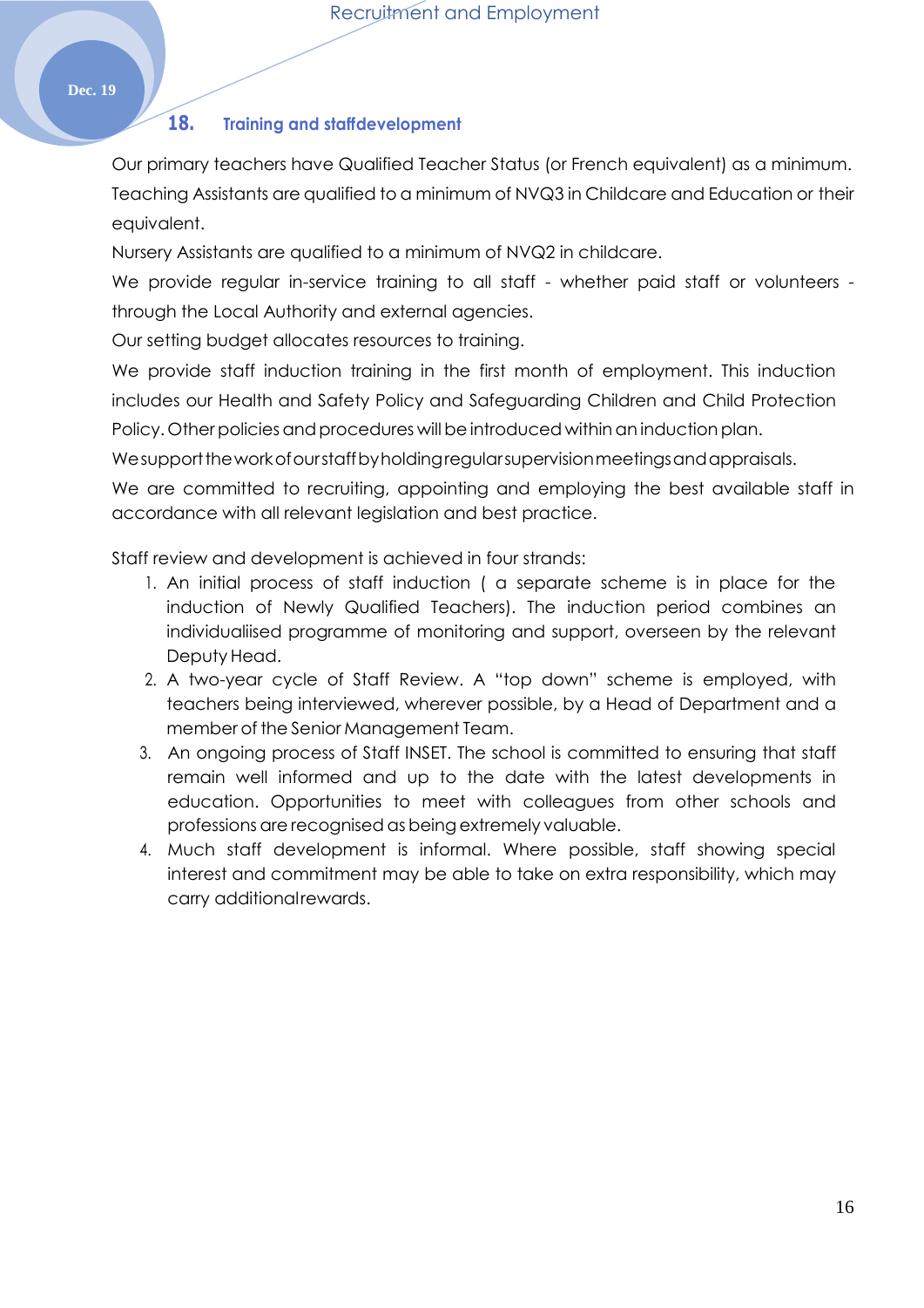## 18. Training and staffdevelopment

Our primary teachers have Qualified Teacher Status (or French equivalent) as a minimum. Teaching Assistants are qualified to a minimum of NVQ3 in Childcare and Education or their equivalent.

Nursery Assistants are qualified to a minimum of NVQ2 in childcare.

We provide regular in-service training to all staff - whether paid staff or volunteers - through the Local Authority and external agencies.

Our setting budget allocates resources to training.

We provide staff induction training in the first month of employment. This induction includes our Health and Safety Policy and Safeguarding Children and Child Protection Policy. Other policies and procedures will be introduced within an induction plan.

We support the work of our staff by holding regular supervision meetings and appraisals.

We are committed to recruiting, appointing and employing the best available staff in accordance with all relevant legislation and best practice.

Staff review and development is achieved in four strands:

1. An initial process of staff induction ( a separate scheme is in place for the induction of Newly Qualified Teachers). The induction period combines an individualiised programme of monitoring and support, overseen by the relevant Deputy Head.
2. A two-year cycle of Staff Review. A "top down" scheme is employed, with teachers being interviewed, wherever possible, by a Head of Department and a member of the Senior Management Team.
3. An ongoing process of Staff INSET. The school is committed to ensuring that staff remain well informed and up to the date with the latest developments in education. Opportunities to meet with colleagues from other schools and professions are recognised as being extremely valuable.
4. Much staff development is informal. Where possible, staff showing special interest and commitment may be able to take on extra responsibility, which may carry additionalrewards.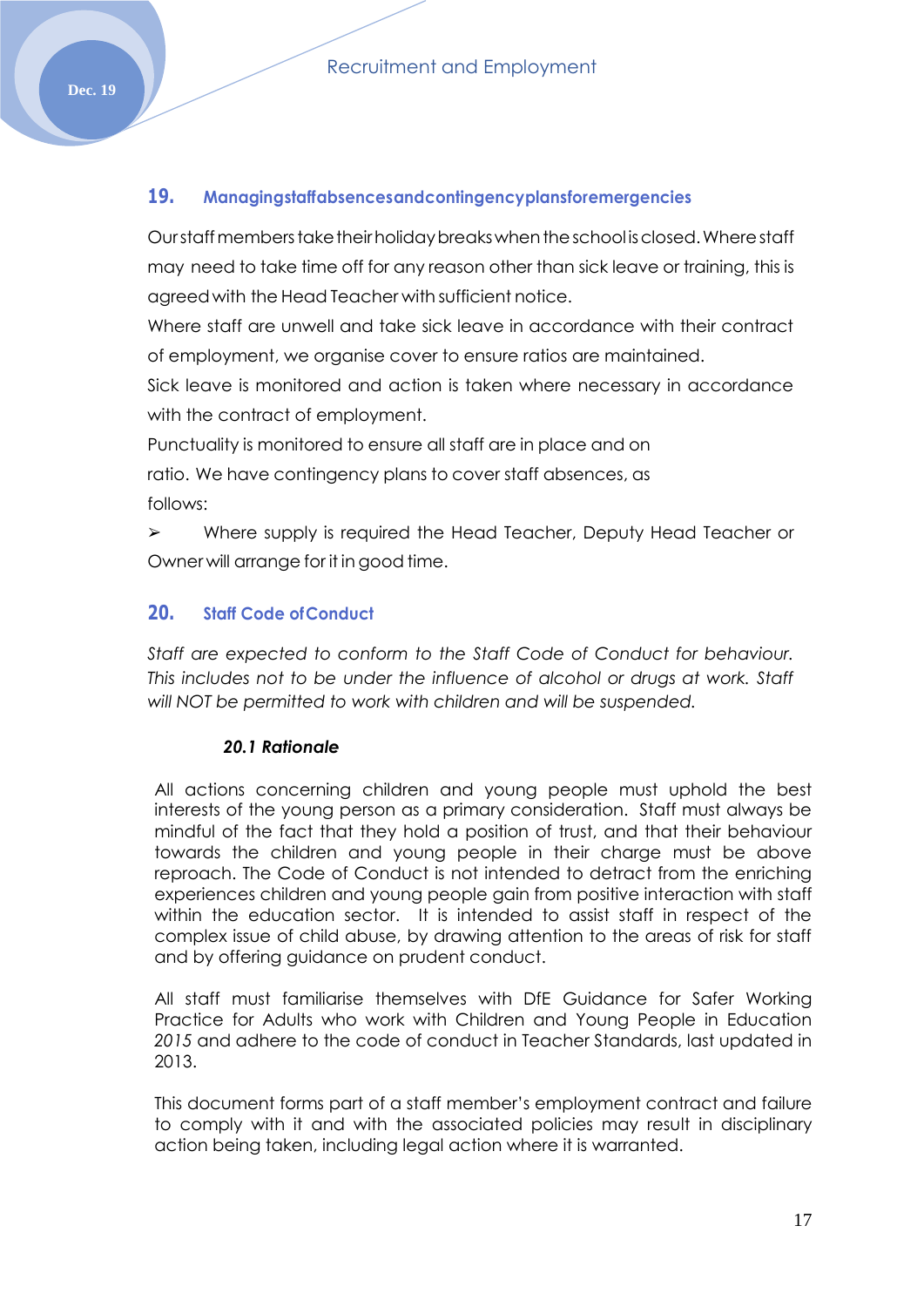## 19. Managing staff absences and contingency plans for emergencies

Our staff members take their holiday breaks when the school is closed. Where staff may need to take time off for any reason other than sick leave or training, this is agreed with the Head Teacher with sufficient notice.

Where staff are unwell and take sick leave in accordance with their contract of employment, we organise cover to ensure ratios are maintained.

Sick leave is monitored and action is taken where necessary in accordance with the contract of employment.

Punctuality is monitored to ensure all staff are in place and on ratio. We have contingency plans to cover staff absences, as follows:

- Where supply is required the Head Teacher, Deputy Head Teacher or Owner will arrange for it in good time.

## 20. Staff Code of Conduct

*Staff are expected to conform to the Staff Code of Conduct for behaviour. This includes not to be under the influence of alcohol or drugs at work. Staff will NOT be permitted to work with children and will be suspended.*

### *20.1 Rationale*

All actions concerning children and young people must uphold the best interests of the young person as a primary consideration. Staff must always be mindful of the fact that they hold a position of trust, and that their behaviour towards the children and young people in their charge must be above reproach. The Code of Conduct is not intended to detract from the enriching experiences children and young people gain from positive interaction with staff within the education sector. It is intended to assist staff in respect of the complex issue of child abuse, by drawing attention to the areas of risk for staff and by offering guidance on prudent conduct.

All staff must familiarise themselves with DfE Guidance for Safer Working Practice for Adults who work with Children and Young People in Education *2015* and adhere to the code of conduct in Teacher Standards, last updated in 2013.

This document forms part of a staff member's employment contract and failure to comply with it and with the associated policies may result in disciplinary action being taken, including legal action where it is warranted.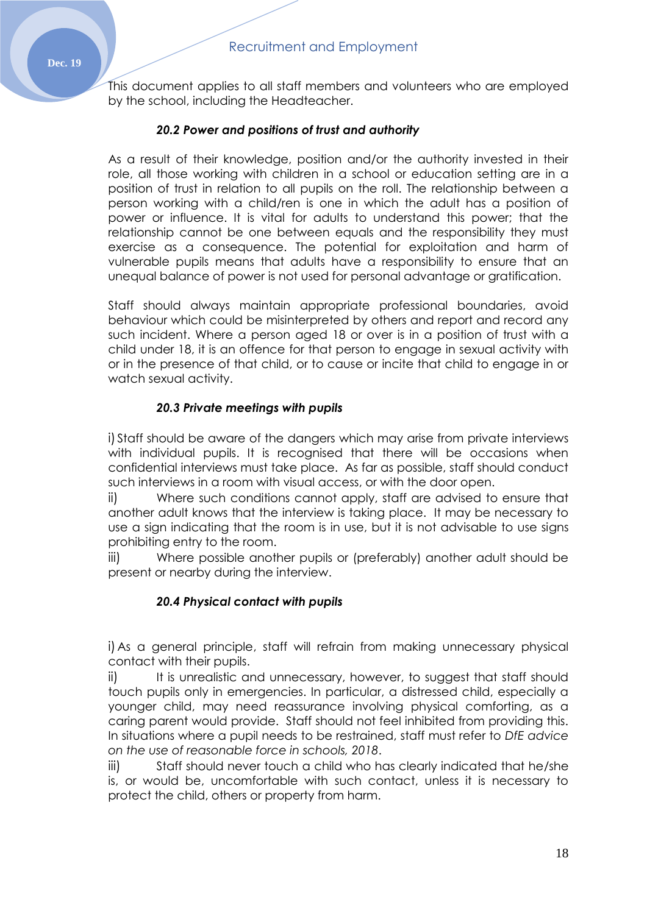This document applies to all staff members and volunteers who are employed by the school, including the Headteacher.

### *20.2 Power and positions of trust and authority*

As a result of their knowledge, position and/or the authority invested in their role, all those working with children in a school or education setting are in a position of trust in relation to all pupils on the roll. The relationship between a person working with a child/ren is one in which the adult has a position of power or influence. It is vital for adults to understand this power; that the relationship cannot be one between equals and the responsibility they must exercise as a consequence. The potential for exploitation and harm of vulnerable pupils means that adults have a responsibility to ensure that an unequal balance of power is not used for personal advantage or gratification.

Staff should always maintain appropriate professional boundaries, avoid behaviour which could be misinterpreted by others and report and record any such incident. Where a person aged 18 or over is in a position of trust with a child under 18, it is an offence for that person to engage in sexual activity with or in the presence of that child, or to cause or incite that child to engage in or watch sexual activity.

### *20.3 Private meetings with pupils*

i) Staff should be aware of the dangers which may arise from private interviews with individual pupils. It is recognised that there will be occasions when confidential interviews must take place. As far as possible, staff should conduct such interviews in a room with visual access, or with the door open.

ii) Where such conditions cannot apply, staff are advised to ensure that another adult knows that the interview is taking place. It may be necessary to use a sign indicating that the room is in use, but it is not advisable to use signs prohibiting entry to the room.

iii) Where possible another pupils or (preferably) another adult should be present or nearby during the interview.

### *20.4 Physical contact with pupils*

i) As a general principle, staff will refrain from making unnecessary physical contact with their pupils.

ii) It is unrealistic and unnecessary, however, to suggest that staff should touch pupils only in emergencies. In particular, a distressed child, especially a younger child, may need reassurance involving physical comforting, as a caring parent would provide. Staff should not feel inhibited from providing this. In situations where a pupil needs to be restrained, staff must refer to *DfE advice on the use of reasonable force in schools, 2018*.

iii) Staff should never touch a child who has clearly indicated that he/she is, or would be, uncomfortable with such contact, unless it is necessary to protect the child, others or property from harm.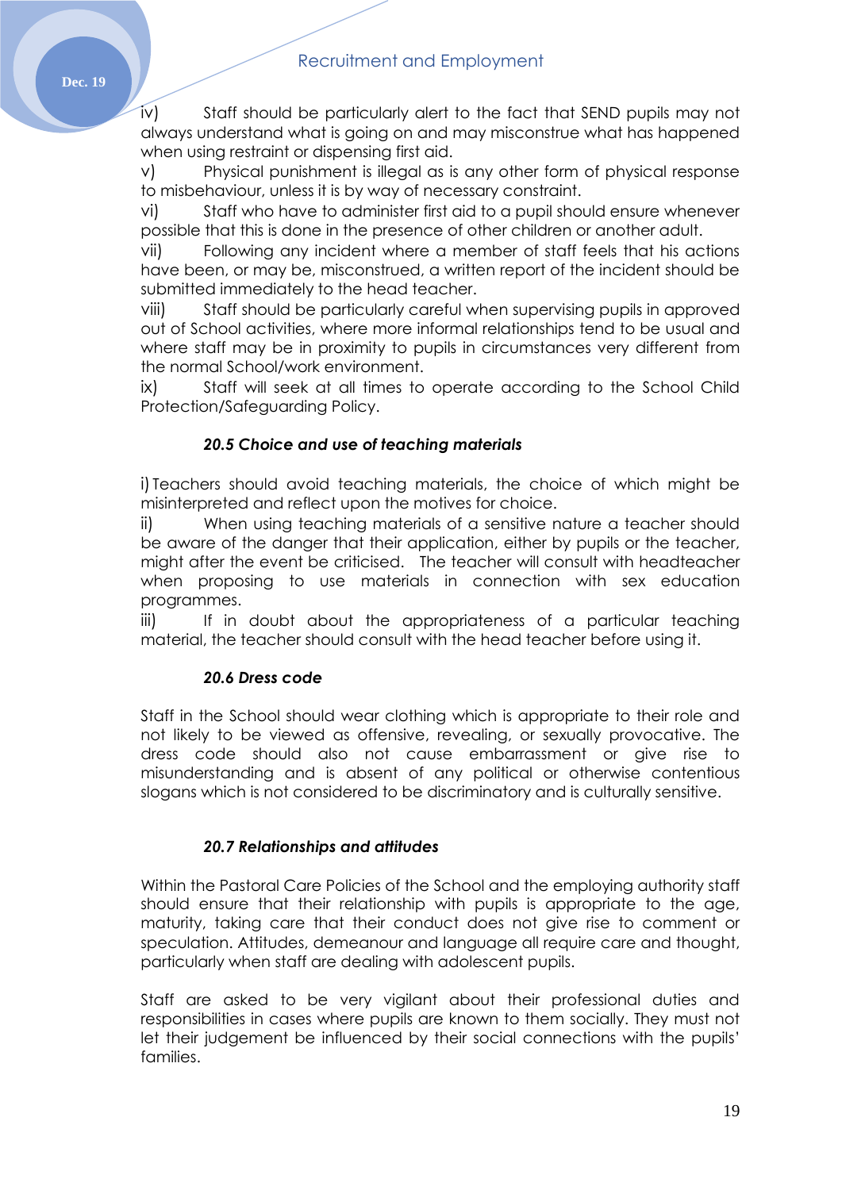iv) Staff should be particularly alert to the fact that SEND pupils may not always understand what is going on and may misconstrue what has happened when using restraint or dispensing first aid.

v) Physical punishment is illegal as is any other form of physical response to misbehaviour, unless it is by way of necessary constraint.

vi) Staff who have to administer first aid to a pupil should ensure whenever possible that this is done in the presence of other children or another adult.

vii) Following any incident where a member of staff feels that his actions have been, or may be, misconstrued, a written report of the incident should be submitted immediately to the head teacher.

viii) Staff should be particularly careful when supervising pupils in approved out of School activities, where more informal relationships tend to be usual and where staff may be in proximity to pupils in circumstances very different from the normal School/work environment.

ix) Staff will seek at all times to operate according to the School Child Protection/Safeguarding Policy.

### *20.5 Choice and use of teaching materials*

i) Teachers should avoid teaching materials, the choice of which might be misinterpreted and reflect upon the motives for choice.

ii) When using teaching materials of a sensitive nature a teacher should be aware of the danger that their application, either by pupils or the teacher, might after the event be criticised. The teacher will consult with headteacher when proposing to use materials in connection with sex education programmes.

iii) If in doubt about the appropriateness of a particular teaching material, the teacher should consult with the head teacher before using it.

### *20.6 Dress code*

Staff in the School should wear clothing which is appropriate to their role and not likely to be viewed as offensive, revealing, or sexually provocative. The dress code should also not cause embarrassment or give rise to misunderstanding and is absent of any political or otherwise contentious slogans which is not considered to be discriminatory and is culturally sensitive.

### *20.7 Relationships and attitudes*

Within the Pastoral Care Policies of the School and the employing authority staff should ensure that their relationship with pupils is appropriate to the age, maturity, taking care that their conduct does not give rise to comment or speculation. Attitudes, demeanour and language all require care and thought, particularly when staff are dealing with adolescent pupils.

Staff are asked to be very vigilant about their professional duties and responsibilities in cases where pupils are known to them socially. They must not let their judgement be influenced by their social connections with the pupils' families.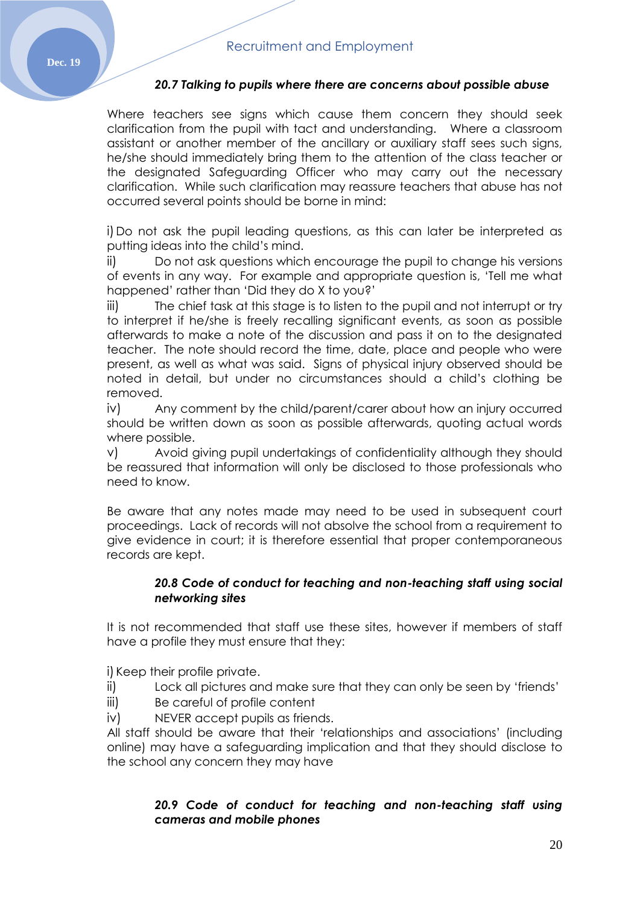#### *20.7 Talking to pupils where there are concerns about possible abuse*

Where teachers see signs which cause them concern they should seek clarification from the pupil with tact and understanding. Where a classroom assistant or another member of the ancillary or auxiliary staff sees such signs, he/she should immediately bring them to the attention of the class teacher or the designated Safeguarding Officer who may carry out the necessary clarification. While such clarification may reassure teachers that abuse has not occurred several points should be borne in mind:

i) Do not ask the pupil leading questions, as this can later be interpreted as putting ideas into the child's mind.
ii) Do not ask questions which encourage the pupil to change his versions of events in any way. For example and appropriate question is, 'Tell me what happened' rather than 'Did they do X to you?'
iii) The chief task at this stage is to listen to the pupil and not interrupt or try to interpret if he/she is freely recalling significant events, as soon as possible afterwards to make a note of the discussion and pass it on to the designated teacher. The note should record the time, date, place and people who were present, as well as what was said. Signs of physical injury observed should be noted in detail, but under no circumstances should a child's clothing be removed.
iv) Any comment by the child/parent/carer about how an injury occurred should be written down as soon as possible afterwards, quoting actual words where possible.
v) Avoid giving pupil undertakings of confidentiality although they should be reassured that information will only be disclosed to those professionals who need to know.

Be aware that any notes made may need to be used in subsequent court proceedings. Lack of records will not absolve the school from a requirement to give evidence in court; it is therefore essential that proper contemporaneous records are kept.

#### *20.8 Code of conduct for teaching and non-teaching staff using social networking sites*

It is not recommended that staff use these sites, however if members of staff have a profile they must ensure that they:

i) Keep their profile private.
ii) Lock all pictures and make sure that they can only be seen by 'friends'
iii) Be careful of profile content
iv) NEVER accept pupils as friends.

All staff should be aware that their 'relationships and associations' (including online) may have a safeguarding implication and that they should disclose to the school any concern they may have

#### *20.9 Code of conduct for teaching and non-teaching staff using cameras and mobile phones*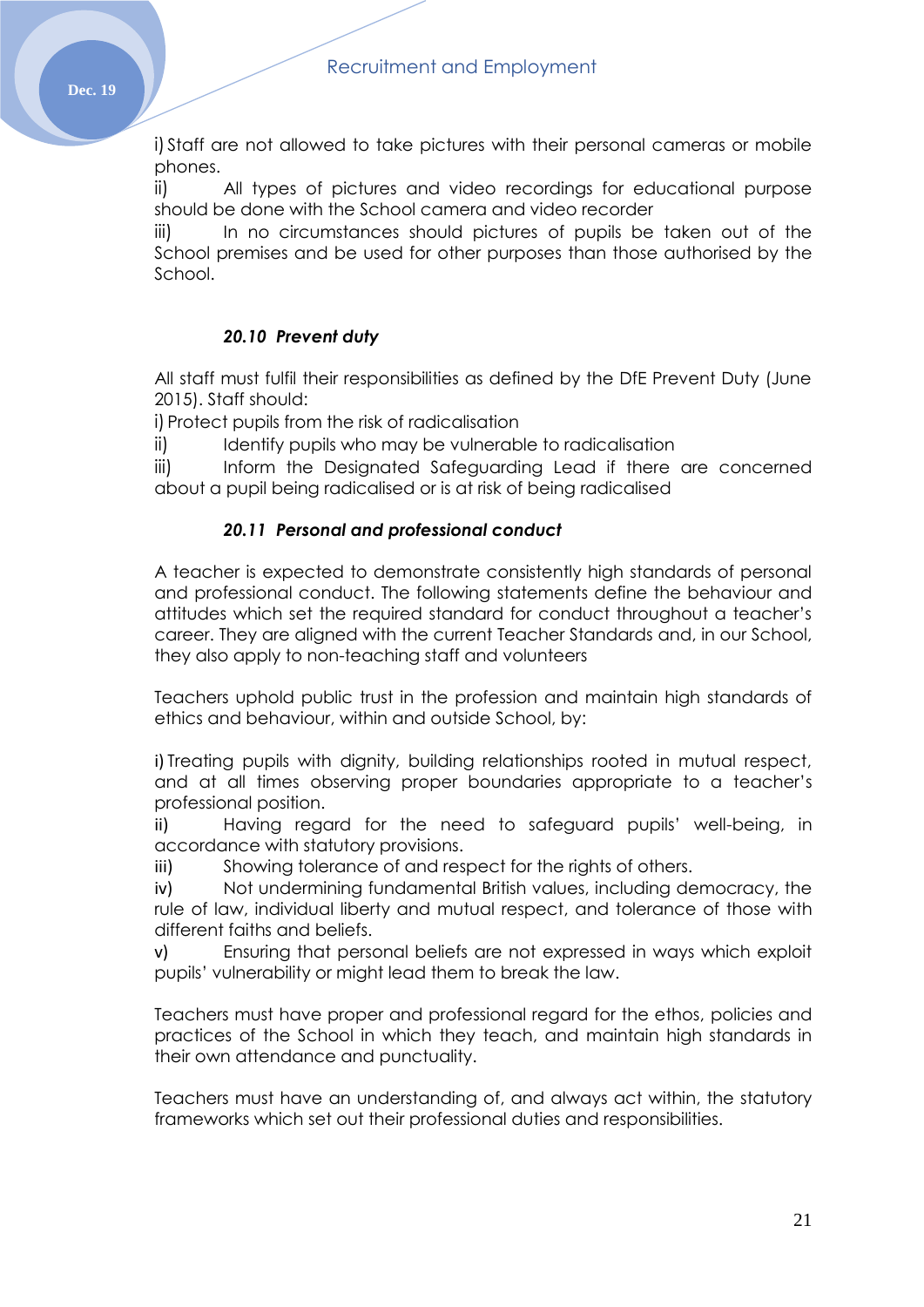i) Staff are not allowed to take pictures with their personal cameras or mobile phones.

ii) All types of pictures and video recordings for educational purpose should be done with the School camera and video recorder

iii) In no circumstances should pictures of pupils be taken out of the School premises and be used for other purposes than those authorised by the School.

#### *20.10 Prevent duty*

All staff must fulfil their responsibilities as defined by the DfE Prevent Duty (June 2015). Staff should:

i) Protect pupils from the risk of radicalisation

ii) Identify pupils who may be vulnerable to radicalisation

iii) Inform the Designated Safeguarding Lead if there are concerned about a pupil being radicalised or is at risk of being radicalised

#### *20.11 Personal and professional conduct*

A teacher is expected to demonstrate consistently high standards of personal and professional conduct. The following statements define the behaviour and attitudes which set the required standard for conduct throughout a teacher's career. They are aligned with the current Teacher Standards and, in our School, they also apply to non-teaching staff and volunteers

Teachers uphold public trust in the profession and maintain high standards of ethics and behaviour, within and outside School, by:

i) Treating pupils with dignity, building relationships rooted in mutual respect, and at all times observing proper boundaries appropriate to a teacher's professional position.

ii) Having regard for the need to safeguard pupils' well-being, in accordance with statutory provisions.

iii) Showing tolerance of and respect for the rights of others.

iv) Not undermining fundamental British values, including democracy, the rule of law, individual liberty and mutual respect, and tolerance of those with different faiths and beliefs.

v) Ensuring that personal beliefs are not expressed in ways which exploit pupils' vulnerability or might lead them to break the law.

Teachers must have proper and professional regard for the ethos, policies and practices of the School in which they teach, and maintain high standards in their own attendance and punctuality.

Teachers must have an understanding of, and always act within, the statutory frameworks which set out their professional duties and responsibilities.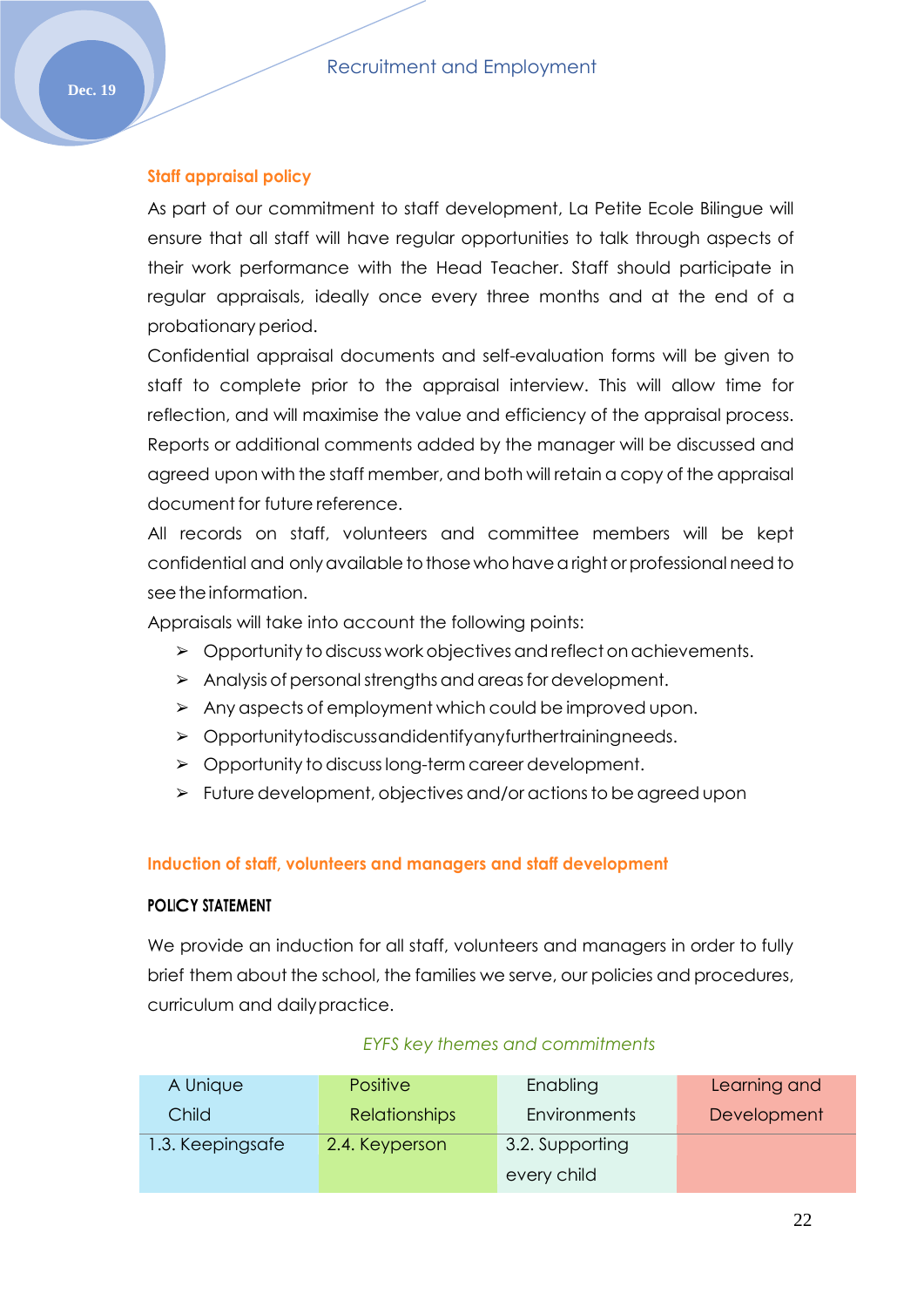## Staff appraisal policy

As part of our commitment to staff development, La Petite Ecole Bilingue will ensure that all staff will have regular opportunities to talk through aspects of their work performance with the Head Teacher. Staff should participate in regular appraisals, ideally once every three months and at the end of a probationary period.

Confidential appraisal documents and self-evaluation forms will be given to staff to complete prior to the appraisal interview. This will allow time for reflection, and will maximise the value and efficiency of the appraisal process. Reports or additional comments added by the manager will be discussed and agreed upon with the staff member, and both will retain a copy of the appraisal document for future reference.

All records on staff, volunteers and committee members will be kept confidential and only available to those who have a right or professional need to see the information.

Appraisals will take into account the following points:

- Opportunity to discuss work objectives and reflect on achievements.
- Analysis of personal strengths and areas for development.
- Any aspects of employment which could be improved upon.
- Opportunitytodiscussandidentifyanyfurthertrainingneeds.
- Opportunity to discuss long-term career development.
- Future development, objectives and/or actions to be agreed upon

## Induction of staff, volunteers and managers and staff development

### POLICY STATEMENT

We provide an induction for all staff, volunteers and managers in order to fully brief them about the school, the families we serve, our policies and procedures, curriculum and daily practice.

*EYFS key themes and commitments*

| A Unique Child | Positive Relationships | Enabling Environments | Learning and Development |
|---|---|---|---|
| 1.3. Keepingsafe | 2.4. Keyperson | 3.2. Supporting every child | |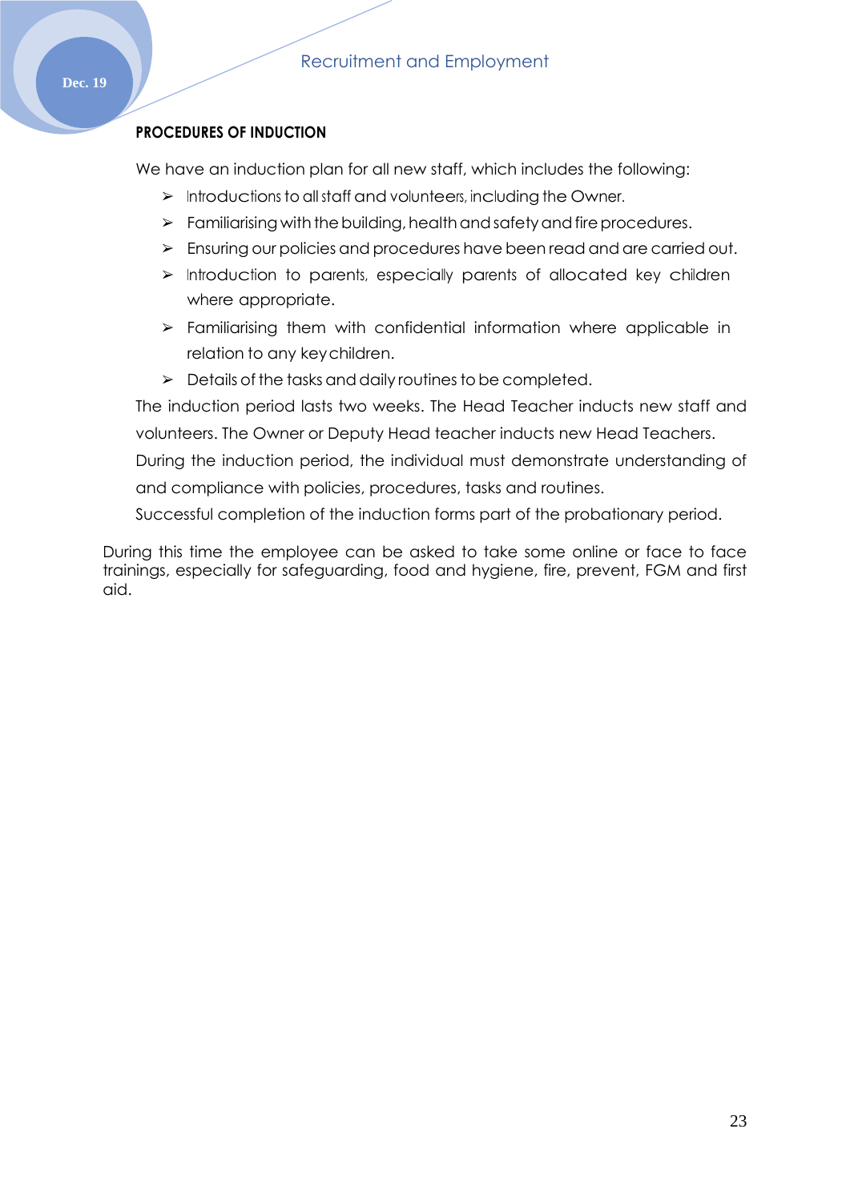## PROCEDURES OF INDUCTION

We have an induction plan for all new staff, which includes the following:

- Introductions to all staff and volunteers, including the Owner.
- Familiarising with the building, health and safety and fire procedures.
- Ensuring our policies and procedures have been read and are carried out.
- Introduction to parents, especially parents of allocated key children where appropriate.
- Familiarising them with confidential information where applicable in relation to any key children.
- Details of the tasks and daily routines to be completed.

The induction period lasts two weeks. The Head Teacher inducts new staff and volunteers. The Owner or Deputy Head teacher inducts new Head Teachers.

During the induction period, the individual must demonstrate understanding of and compliance with policies, procedures, tasks and routines.

Successful completion of the induction forms part of the probationary period.

During this time the employee can be asked to take some online or face to face trainings, especially for safeguarding, food and hygiene, fire, prevent, FGM and first aid.